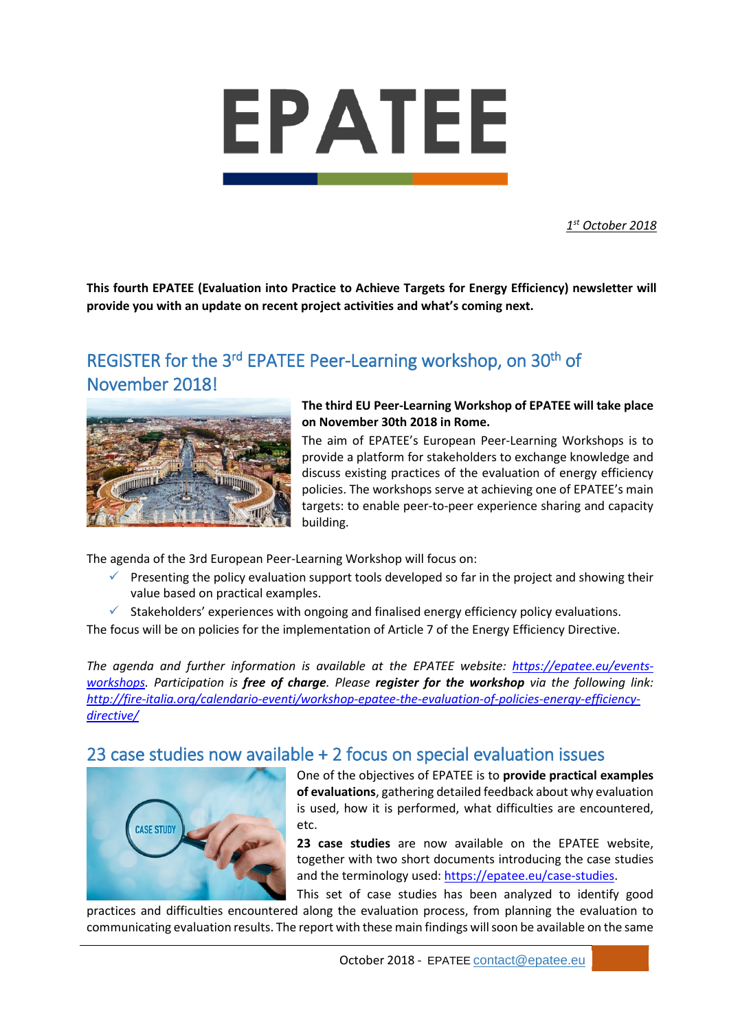# EPATEE

*1st October 2018*

**This fourth EPATEE (Evaluation into Practice to Achieve Targets for Energy Efficiency) newsletter will provide you with an update on recent project activities and what's coming next.**

## REGISTER for the 3rd EPATEE Peer-Learning workshop, on 30th of November 2018!

**The third EU Peer-Learning Workshop of EPATEE will take place on November 30th 2018 in Rome.**

The aim of EPATEE's European Peer-Learning Workshops is to provide a platform for stakeholders to exchange knowledge and discuss existing practices of the evaluation of energy efficiency policies. The workshops serve at achieving one of EPATEE's main targets: to enable peer-to-peer experience sharing and capacity building.

The agenda of the 3rd European Peer-Learning Workshop will focus on:

- ✓ Presenting the policy evaluation support tools developed so far in the project and showing their value based on practical examples.
- ✓ Stakeholders' experiences with ongoing and finalised energy efficiency policy evaluations.

The focus will be on policies for the implementation of Article 7 of the Energy Efficiency Directive.

*The agenda and further information is available at the EPATEE website: [https://epatee.eu/events-workshops](https://epatee.eu/events-workshops). Participation is **free of charge**. Please **register for the workshop** via the following link: [http://fire-italia.org/calendario-eventi/workshop-epatee-the-evaluation-of-policies-energy-efficiency-directive/](http://fire-italia.org/calendario-eventi/workshop-epatee-the-evaluation-of-policies-energy-efficiency-directive/)*

## 23 case studies now available + 2 focus on special evaluation issues

One of the objectives of EPATEE is to **provide practical examples of evaluations**, gathering detailed feedback about why evaluation is used, how it is performed, what difficulties are encountered, etc.

**23 case studies** are now available on the EPATEE website, together with two short documents introducing the case studies and the terminology used: [https://epatee.eu/case-studies](https://epatee.eu/case-studies).

This set of case studies has been analyzed to identify good practices and difficulties encountered along the evaluation process, from planning the evaluation to communicating evaluation results. The report with these main findings will soon be available on the same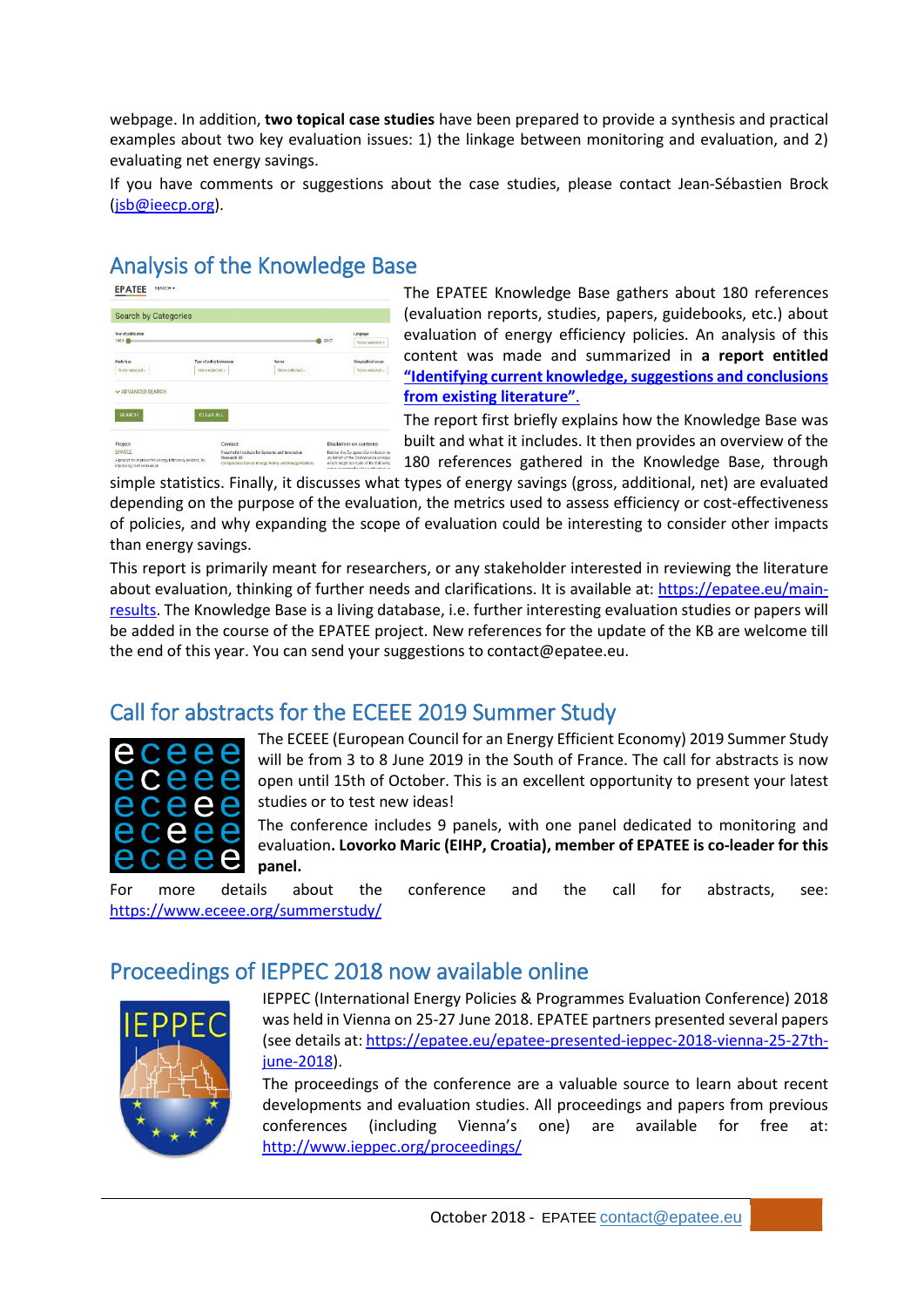webpage. In addition, **two topical case studies** have been prepared to provide a synthesis and practical examples about two key evaluation issues: 1) the linkage between monitoring and evaluation, and 2) evaluating net energy savings.

If you have comments or suggestions about the case studies, please contact Jean-Sébastien Brock (jsb@ieecp.org).

## Analysis of the Knowledge Base

The EPATEE Knowledge Base gathers about 180 references (evaluation reports, studies, papers, guidebooks, etc.) about evaluation of energy efficiency policies. An analysis of this content was made and summarized in **a report** entitled **"Identifying current knowledge, suggestions and conclusions from existing literature".**

The report first briefly explains how the Knowledge Base was built and what it includes. It then provides an overview of the 180 references gathered in the Knowledge Base, through simple statistics. Finally, it discusses what types of energy savings (gross, additional, net) are evaluated depending on the purpose of the evaluation, the metrics used to assess efficiency or cost-effectiveness of policies, and why expanding the scope of evaluation could be interesting to consider other impacts than energy savings.

This report is primarily meant for researchers, or any stakeholder interested in reviewing the literature about evaluation, thinking of further needs and clarifications. It is available at: https://epatee.eu/main-results. The Knowledge Base is a living database, i.e. further interesting evaluation studies or papers will be added in the course of the EPATEE project. New references for the update of the KB are welcome till the end of this year. You can send your suggestions to contact@epatee.eu.

## Call for abstracts for the ECEEE 2019 Summer Study

The ECEEE (European Council for an Energy Efficient Economy) 2019 Summer Study will be from 3 to 8 June 2019 in the South of France. The call for abstracts is now open until 15th of October. This is an excellent opportunity to present your latest studies or to test new ideas!

The conference includes 9 panels, with one panel dedicated to monitoring and evaluation**. Lovorko Maric (EIHP, Croatia), member of EPATEE is co-leader for this panel.**

For more details about the conference and the call for abstracts, see: https://www.eceee.org/summerstudy/

## Proceedings of IEPPEC 2018 now available online

IEPPEC (International Energy Policies & Programmes Evaluation Conference) 2018 was held in Vienna on 25-27 June 2018. EPATEE partners presented several papers (see details at: https://epatee.eu/epatee-presented-ieppec-2018-vienna-25-27th-june-2018).

The proceedings of the conference are a valuable source to learn about recent developments and evaluation studies. All proceedings and papers from previous conferences (including Vienna's one) are available for free at: http://www.ieppec.org/proceedings/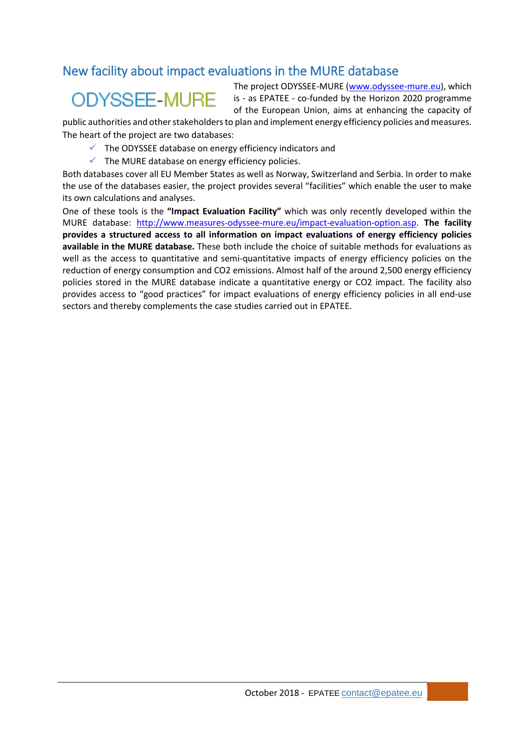## New facility about impact evaluations in the MURE database

ODYSSEE-MURE

The project ODYSSEE-MURE (www.odyssee-mure.eu), which is - as EPATEE - co-funded by the Horizon 2020 programme of the European Union, aims at enhancing the capacity of public authorities and other stakeholders to plan and implement energy efficiency policies and measures. The heart of the project are two databases:

- ✓ The ODYSSEE database on energy efficiency indicators and
- ✓ The MURE database on energy efficiency policies.

Both databases cover all EU Member States as well as Norway, Switzerland and Serbia. In order to make the use of the databases easier, the project provides several "facilities" which enable the user to make its own calculations and analyses.

One of these tools is the **"Impact Evaluation Facility"** which was only recently developed within the MURE database: http://www.measures-odyssee-mure.eu/impact-evaluation-option.asp. **The facility provides a structured access to all information on impact evaluations of energy efficiency policies available in the MURE database.** These both include the choice of suitable methods for evaluations as well as the access to quantitative and semi-quantitative impacts of energy efficiency policies on the reduction of energy consumption and $CO_2$ emissions. Almost half of the around 2,500 energy efficiency policies stored in the MURE database indicate a quantitative energy or $CO_2$ impact. The facility also provides access to "good practices" for impact evaluations of energy efficiency policies in all end-use sectors and thereby complements the case studies carried out in EPATEE.